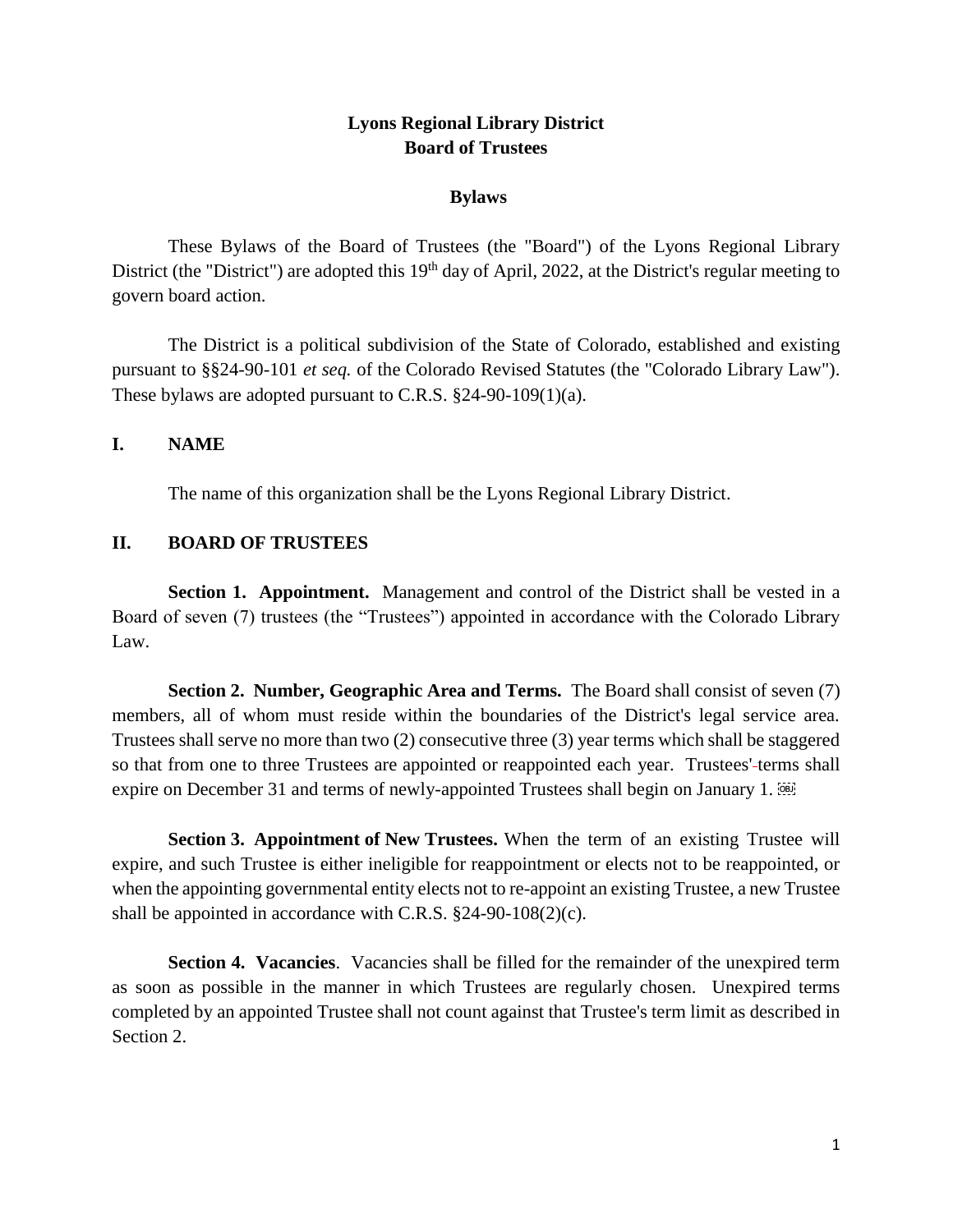# Lyons Regional Library District
# Board of Trustees

## Bylaws

These Bylaws of the Board of Trustees (the "Board") of the Lyons Regional Library District (the "District") are adopted this 19th day of April, 2022, at the District's regular meeting to govern board action.

The District is a political subdivision of the State of Colorado, established and existing pursuant to §§24-90-101 *et seq.* of the Colorado Revised Statutes (the "Colorado Library Law"). These bylaws are adopted pursuant to C.R.S. §24-90-109(1)(a).

## I. NAME

The name of this organization shall be the Lyons Regional Library District.

## II. BOARD OF TRUSTEES

**Section 1. Appointment.** Management and control of the District shall be vested in a Board of seven (7) trustees (the "Trustees") appointed in accordance with the Colorado Library Law.

**Section 2. Number, Geographic Area and Terms.** The Board shall consist of seven (7) members, all of whom must reside within the boundaries of the District's legal service area. Trustees shall serve no more than two (2) consecutive three (3) year terms which shall be staggered so that from one to three Trustees are appointed or reappointed each year. Trustees' terms shall expire on December 31 and terms of newly-appointed Trustees shall begin on January 1.

**Section 3. Appointment of New Trustees.** When the term of an existing Trustee will expire, and such Trustee is either ineligible for reappointment or elects not to be reappointed, or when the appointing governmental entity elects not to re-appoint an existing Trustee, a new Trustee shall be appointed in accordance with C.R.S. §24-90-108(2)(c).

**Section 4. Vacancies**. Vacancies shall be filled for the remainder of the unexpired term as soon as possible in the manner in which Trustees are regularly chosen. Unexpired terms completed by an appointed Trustee shall not count against that Trustee's term limit as described in Section 2.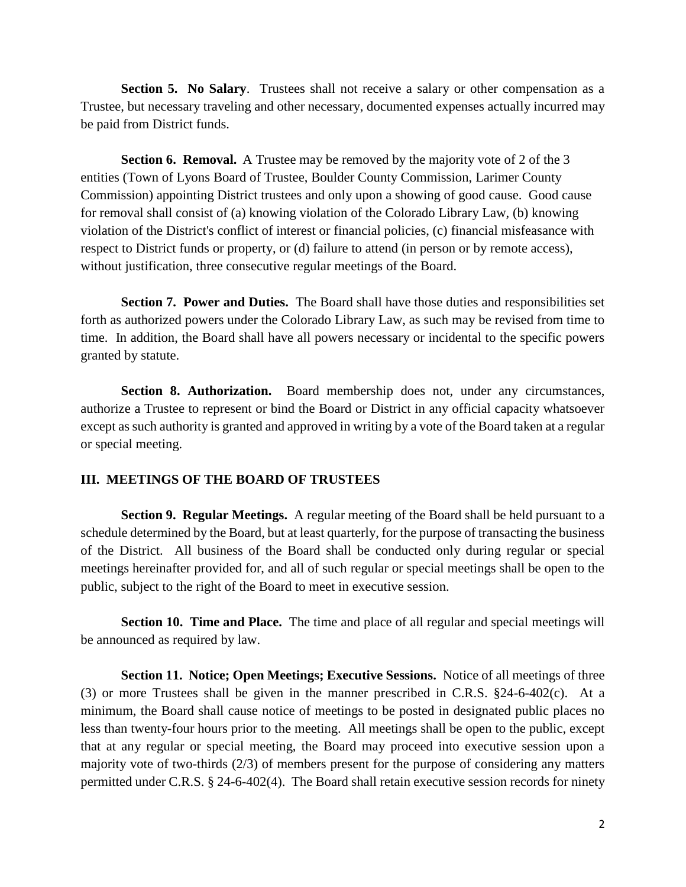**Section 5. No Salary**. Trustees shall not receive a salary or other compensation as a Trustee, but necessary traveling and other necessary, documented expenses actually incurred may be paid from District funds.

**Section 6. Removal.** A Trustee may be removed by the majority vote of 2 of the 3 entities (Town of Lyons Board of Trustee, Boulder County Commission, Larimer County Commission) appointing District trustees and only upon a showing of good cause. Good cause for removal shall consist of (a) knowing violation of the Colorado Library Law, (b) knowing violation of the District's conflict of interest or financial policies, (c) financial misfeasance with respect to District funds or property, or (d) failure to attend (in person or by remote access), without justification, three consecutive regular meetings of the Board.

**Section 7. Power and Duties.** The Board shall have those duties and responsibilities set forth as authorized powers under the Colorado Library Law, as such may be revised from time to time. In addition, the Board shall have all powers necessary or incidental to the specific powers granted by statute.

**Section 8. Authorization.** Board membership does not, under any circumstances, authorize a Trustee to represent or bind the Board or District in any official capacity whatsoever except as such authority is granted and approved in writing by a vote of the Board taken at a regular or special meeting.

## III. MEETINGS OF THE BOARD OF TRUSTEES

**Section 9. Regular Meetings.** A regular meeting of the Board shall be held pursuant to a schedule determined by the Board, but at least quarterly, for the purpose of transacting the business of the District. All business of the Board shall be conducted only during regular or special meetings hereinafter provided for, and all of such regular or special meetings shall be open to the public, subject to the right of the Board to meet in executive session.

**Section 10. Time and Place.** The time and place of all regular and special meetings will be announced as required by law.

**Section 11. Notice; Open Meetings; Executive Sessions.** Notice of all meetings of three (3) or more Trustees shall be given in the manner prescribed in C.R.S. §24-6-402(c). At a minimum, the Board shall cause notice of meetings to be posted in designated public places no less than twenty-four hours prior to the meeting. All meetings shall be open to the public, except that at any regular or special meeting, the Board may proceed into executive session upon a majority vote of two-thirds (2/3) of members present for the purpose of considering any matters permitted under C.R.S. § 24-6-402(4). The Board shall retain executive session records for ninety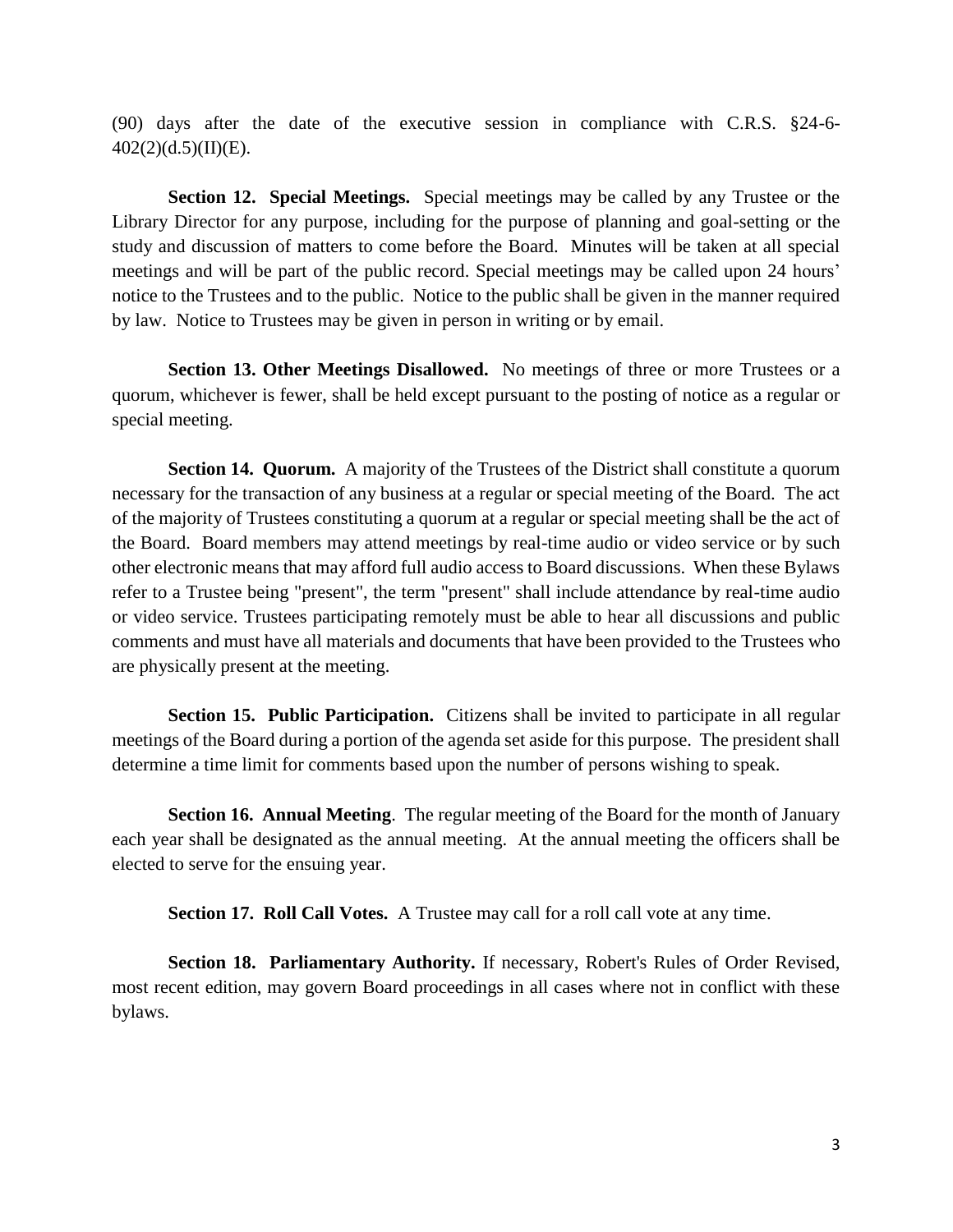(90) days after the date of the executive session in compliance with C.R.S. §24-6-402(2)(d.5)(II)(E).

**Section 12. Special Meetings.** Special meetings may be called by any Trustee or the Library Director for any purpose, including for the purpose of planning and goal-setting or the study and discussion of matters to come before the Board. Minutes will be taken at all special meetings and will be part of the public record. Special meetings may be called upon 24 hours' notice to the Trustees and to the public. Notice to the public shall be given in the manner required by law. Notice to Trustees may be given in person in writing or by email.

**Section 13. Other Meetings Disallowed.** No meetings of three or more Trustees or a quorum, whichever is fewer, shall be held except pursuant to the posting of notice as a regular or special meeting.

**Section 14. Quorum.** A majority of the Trustees of the District shall constitute a quorum necessary for the transaction of any business at a regular or special meeting of the Board. The act of the majority of Trustees constituting a quorum at a regular or special meeting shall be the act of the Board. Board members may attend meetings by real-time audio or video service or by such other electronic means that may afford full audio access to Board discussions. When these Bylaws refer to a Trustee being "present", the term "present" shall include attendance by real-time audio or video service. Trustees participating remotely must be able to hear all discussions and public comments and must have all materials and documents that have been provided to the Trustees who are physically present at the meeting.

**Section 15. Public Participation.** Citizens shall be invited to participate in all regular meetings of the Board during a portion of the agenda set aside for this purpose. The president shall determine a time limit for comments based upon the number of persons wishing to speak.

**Section 16. Annual Meeting**. The regular meeting of the Board for the month of January each year shall be designated as the annual meeting. At the annual meeting the officers shall be elected to serve for the ensuing year.

**Section 17. Roll Call Votes.** A Trustee may call for a roll call vote at any time.

**Section 18. Parliamentary Authority.** If necessary, Robert's Rules of Order Revised, most recent edition, may govern Board proceedings in all cases where not in conflict with these bylaws.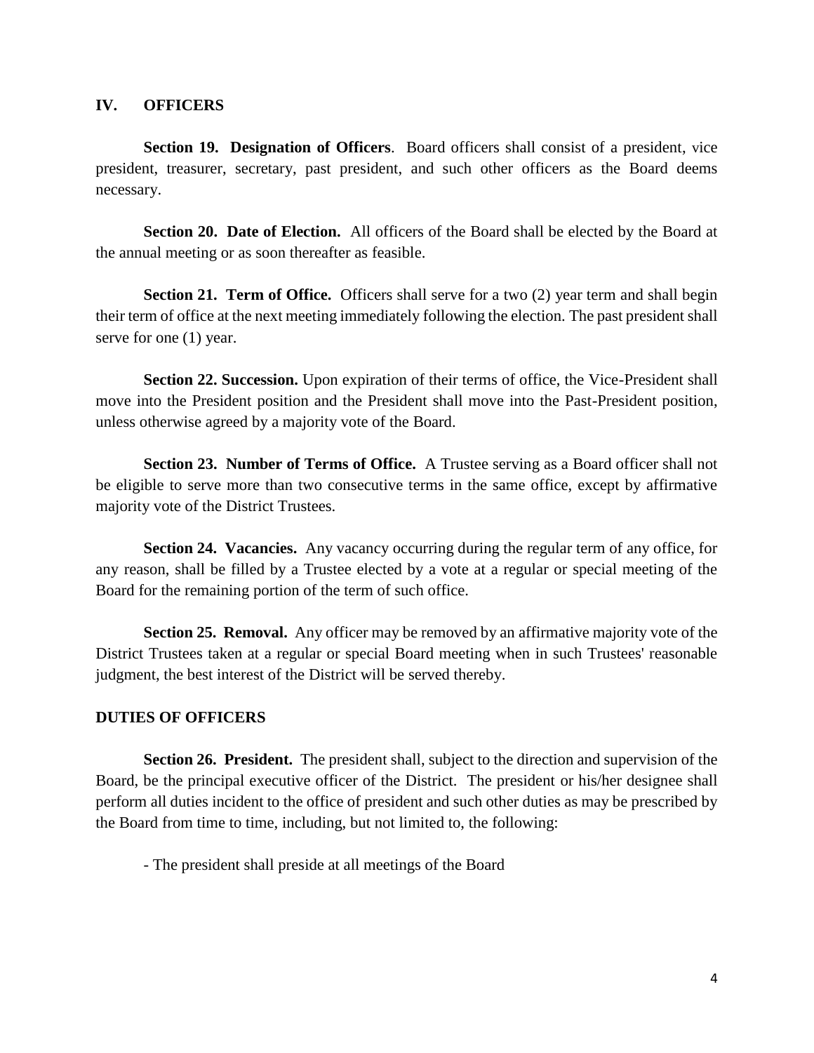## IV. OFFICERS

**Section 19. Designation of Officers**. Board officers shall consist of a president, vice president, treasurer, secretary, past president, and such other officers as the Board deems necessary.

**Section 20. Date of Election.** All officers of the Board shall be elected by the Board at the annual meeting or as soon thereafter as feasible.

**Section 21. Term of Office.** Officers shall serve for a two (2) year term and shall begin their term of office at the next meeting immediately following the election. The past president shall serve for one (1) year.

**Section 22. Succession.** Upon expiration of their terms of office, the Vice-President shall move into the President position and the President shall move into the Past-President position, unless otherwise agreed by a majority vote of the Board.

**Section 23. Number of Terms of Office.** A Trustee serving as a Board officer shall not be eligible to serve more than two consecutive terms in the same office, except by affirmative majority vote of the District Trustees.

**Section 24. Vacancies.** Any vacancy occurring during the regular term of any office, for any reason, shall be filled by a Trustee elected by a vote at a regular or special meeting of the Board for the remaining portion of the term of such office.

**Section 25. Removal.** Any officer may be removed by an affirmative majority vote of the District Trustees taken at a regular or special Board meeting when in such Trustees' reasonable judgment, the best interest of the District will be served thereby.

### DUTIES OF OFFICERS

**Section 26. President.** The president shall, subject to the direction and supervision of the Board, be the principal executive officer of the District. The president or his/her designee shall perform all duties incident to the office of president and such other duties as may be prescribed by the Board from time to time, including, but not limited to, the following:

- The president shall preside at all meetings of the Board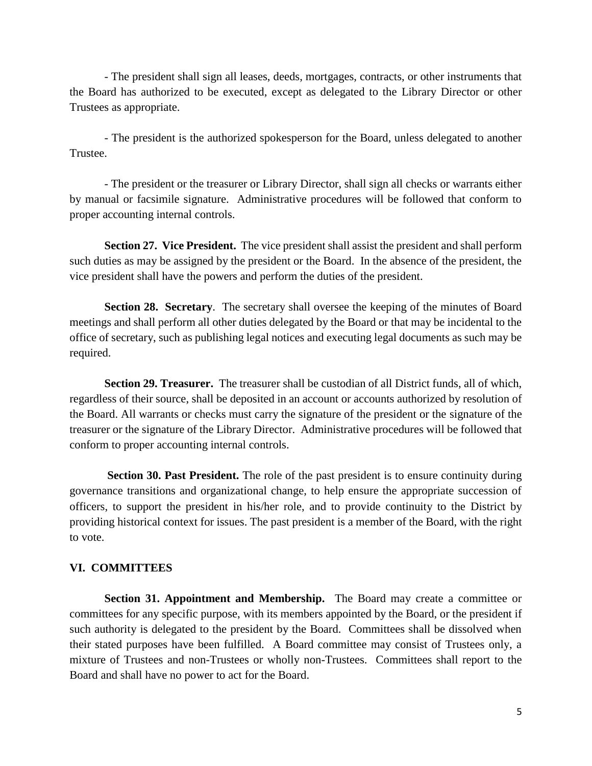- The president shall sign all leases, deeds, mortgages, contracts, or other instruments that the Board has authorized to be executed, except as delegated to the Library Director or other Trustees as appropriate.

- The president is the authorized spokesperson for the Board, unless delegated to another Trustee.

- The president or the treasurer or Library Director, shall sign all checks or warrants either by manual or facsimile signature. Administrative procedures will be followed that conform to proper accounting internal controls.

**Section 27. Vice President.** The vice president shall assist the president and shall perform such duties as may be assigned by the president or the Board. In the absence of the president, the vice president shall have the powers and perform the duties of the president.

**Section 28. Secretary**. The secretary shall oversee the keeping of the minutes of Board meetings and shall perform all other duties delegated by the Board or that may be incidental to the office of secretary, such as publishing legal notices and executing legal documents as such may be required.

**Section 29. Treasurer.** The treasurer shall be custodian of all District funds, all of which, regardless of their source, shall be deposited in an account or accounts authorized by resolution of the Board. All warrants or checks must carry the signature of the president or the signature of the treasurer or the signature of the Library Director. Administrative procedures will be followed that conform to proper accounting internal controls.

**Section 30. Past President.** The role of the past president is to ensure continuity during governance transitions and organizational change, to help ensure the appropriate succession of officers, to support the president in his/her role, and to provide continuity to the District by providing historical context for issues. The past president is a member of the Board, with the right to vote.

## VI. COMMITTEES

**Section 31. Appointment and Membership.** The Board may create a committee or committees for any specific purpose, with its members appointed by the Board, or the president if such authority is delegated to the president by the Board. Committees shall be dissolved when their stated purposes have been fulfilled. A Board committee may consist of Trustees only, a mixture of Trustees and non-Trustees or wholly non-Trustees. Committees shall report to the Board and shall have no power to act for the Board.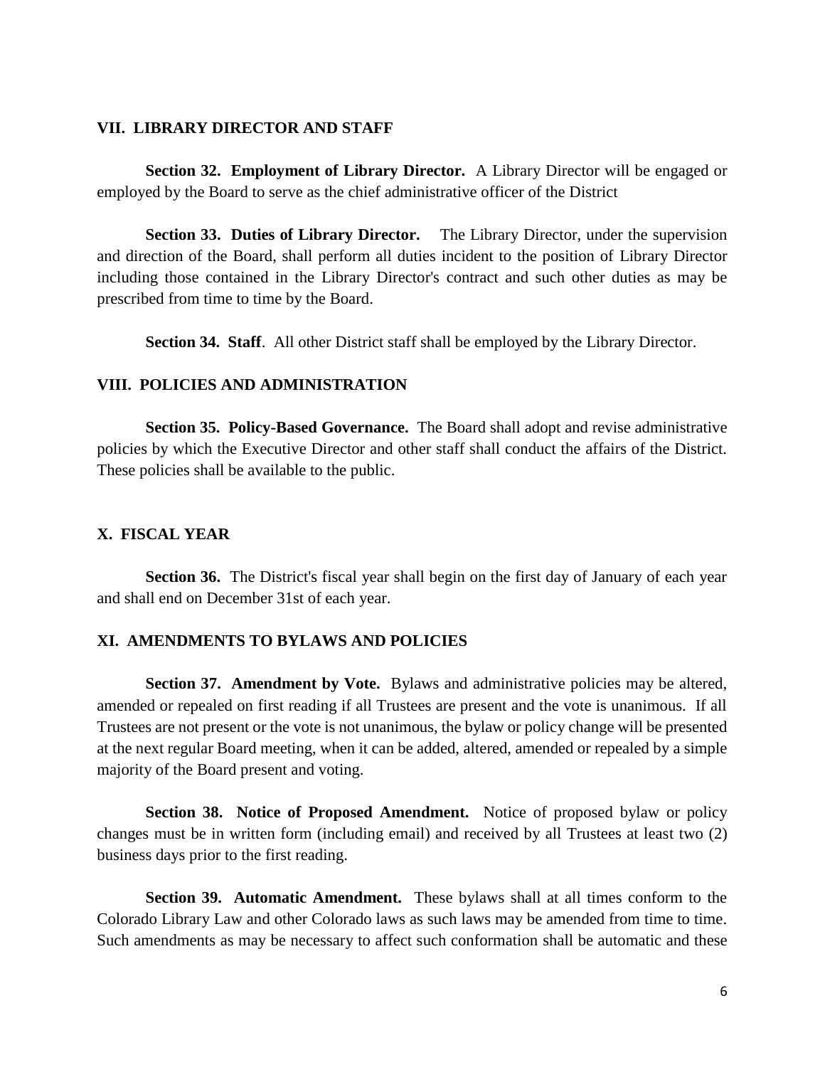## VII. LIBRARY DIRECTOR AND STAFF

**Section 32. Employment of Library Director.** A Library Director will be engaged or employed by the Board to serve as the chief administrative officer of the District

**Section 33. Duties of Library Director.** The Library Director, under the supervision and direction of the Board, shall perform all duties incident to the position of Library Director including those contained in the Library Director's contract and such other duties as may be prescribed from time to time by the Board.

**Section 34. Staff**. All other District staff shall be employed by the Library Director.

## VIII. POLICIES AND ADMINISTRATION

**Section 35. Policy-Based Governance.** The Board shall adopt and revise administrative policies by which the Executive Director and other staff shall conduct the affairs of the District. These policies shall be available to the public.

## X. FISCAL YEAR

**Section 36.** The District's fiscal year shall begin on the first day of January of each year and shall end on December 31st of each year.

## XI. AMENDMENTS TO BYLAWS AND POLICIES

**Section 37. Amendment by Vote.** Bylaws and administrative policies may be altered, amended or repealed on first reading if all Trustees are present and the vote is unanimous. If all Trustees are not present or the vote is not unanimous, the bylaw or policy change will be presented at the next regular Board meeting, when it can be added, altered, amended or repealed by a simple majority of the Board present and voting.

**Section 38. Notice of Proposed Amendment.** Notice of proposed bylaw or policy changes must be in written form (including email) and received by all Trustees at least two (2) business days prior to the first reading.

**Section 39. Automatic Amendment.** These bylaws shall at all times conform to the Colorado Library Law and other Colorado laws as such laws may be amended from time to time. Such amendments as may be necessary to affect such conformation shall be automatic and these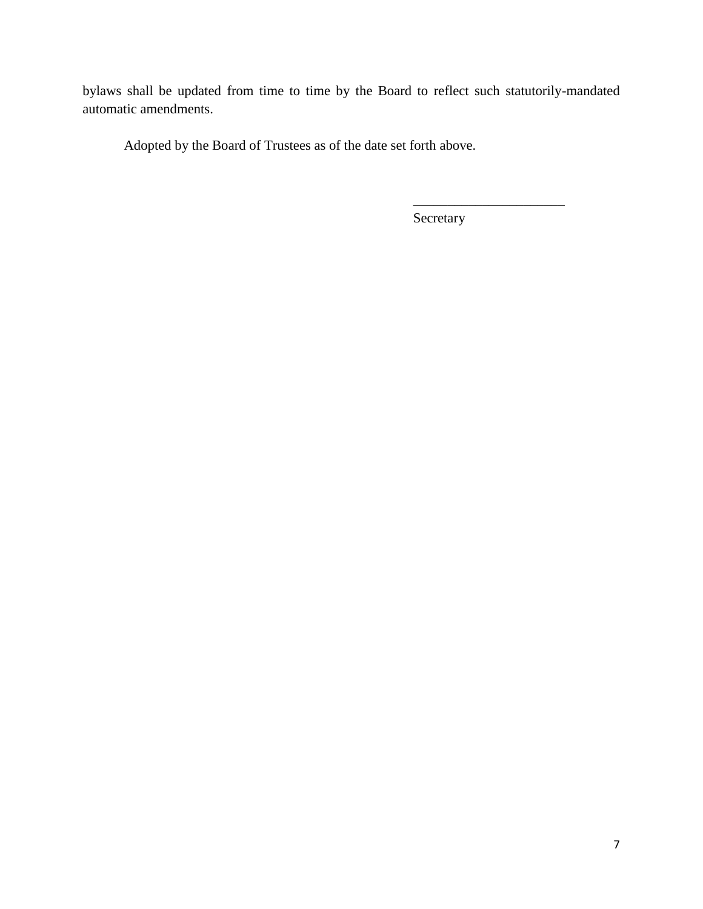bylaws shall be updated from time to time by the Board to reflect such statutorily-mandated automatic amendments.

Adopted by the Board of Trustees as of the date set forth above.

_______________________

Secretary